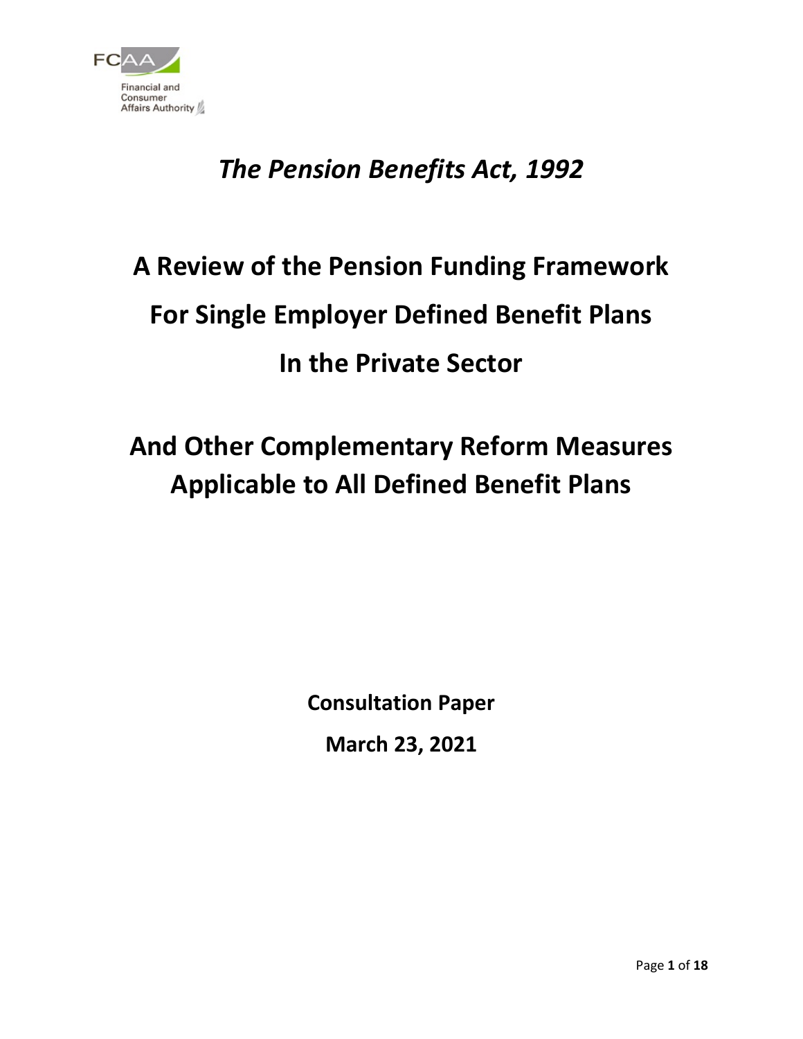FCAA
Financial and Consumer Affairs Authority

# *The Pension Benefits Act, 1992*

# A Review of the Pension Funding Framework For Single Employer Defined Benefit Plans In the Private Sector

# And Other Complementary Reform Measures Applicable to All Defined Benefit Plans

**Consultation Paper**

**March 23, 2021**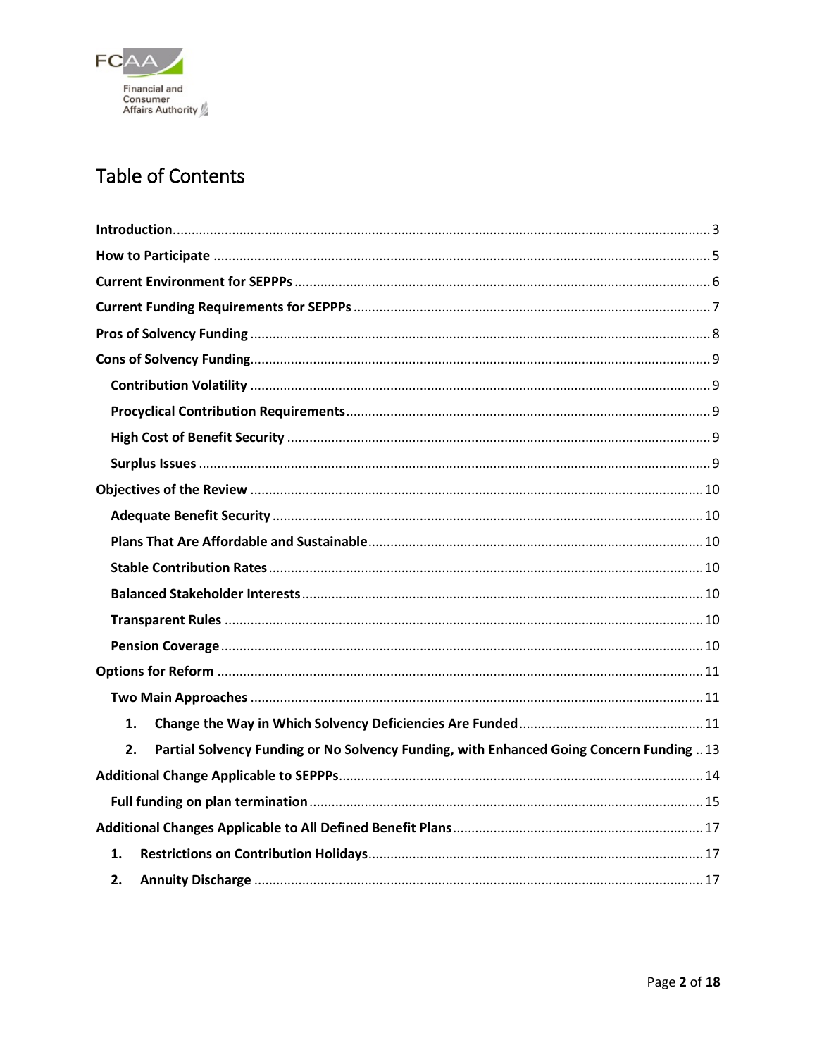# Table of Contents

**Introduction** ... 3

**How to Participate** ... 5

**Current Environment for SEPPPs** ... 6

**Current Funding Requirements for SEPPPs** ... 7

**Pros of Solvency Funding** ... 8

**Cons of Solvency Funding** ... 9

- **Contribution Volatility** ... 9
- **Procyclical Contribution Requirements** ... 9
- **High Cost of Benefit Security** ... 9
- **Surplus Issues** ... 9

**Objectives of the Review** ... 10

- **Adequate Benefit Security** ... 10
- **Plans That Are Affordable and Sustainable** ... 10
- **Stable Contribution Rates** ... 10
- **Balanced Stakeholder Interests** ... 10
- **Transparent Rules** ... 10
- **Pension Coverage** ... 10

**Options for Reform** ... 11

- **Two Main Approaches** ... 11
  1. **Change the Way in Which Solvency Deficiencies Are Funded** ... 11
  2. **Partial Solvency Funding or No Solvency Funding, with Enhanced Going Concern Funding** ... 13

**Additional Change Applicable to SEPPPs** ... 14

- **Full funding on plan termination** ... 15

**Additional Changes Applicable to All Defined Benefit Plans** ... 17

1. **Restrictions on Contribution Holidays** ... 17
2. **Annuity Discharge** ... 17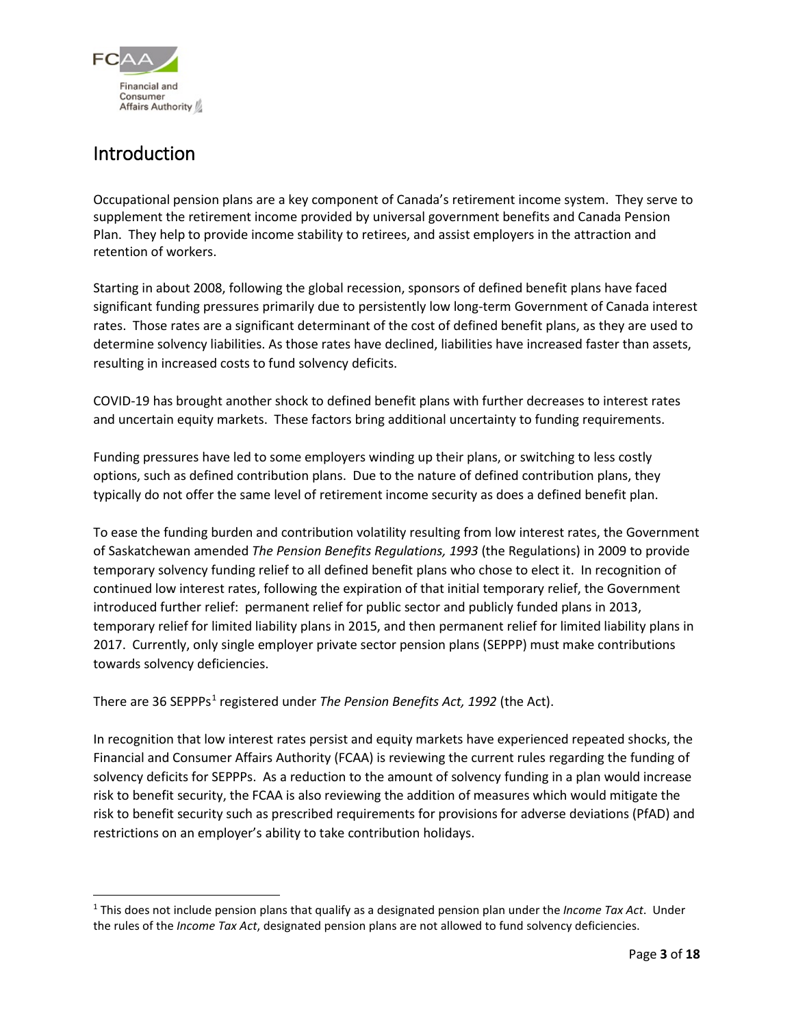# Introduction

Occupational pension plans are a key component of Canada's retirement income system. They serve to supplement the retirement income provided by universal government benefits and Canada Pension Plan. They help to provide income stability to retirees, and assist employers in the attraction and retention of workers.

Starting in about 2008, following the global recession, sponsors of defined benefit plans have faced significant funding pressures primarily due to persistently low long-term Government of Canada interest rates. Those rates are a significant determinant of the cost of defined benefit plans, as they are used to determine solvency liabilities. As those rates have declined, liabilities have increased faster than assets, resulting in increased costs to fund solvency deficits.

COVID-19 has brought another shock to defined benefit plans with further decreases to interest rates and uncertain equity markets. These factors bring additional uncertainty to funding requirements.

Funding pressures have led to some employers winding up their plans, or switching to less costly options, such as defined contribution plans. Due to the nature of defined contribution plans, they typically do not offer the same level of retirement income security as does a defined benefit plan.

To ease the funding burden and contribution volatility resulting from low interest rates, the Government of Saskatchewan amended *The Pension Benefits Regulations, 1993* (the Regulations) in 2009 to provide temporary solvency funding relief to all defined benefit plans who chose to elect it. In recognition of continued low interest rates, following the expiration of that initial temporary relief, the Government introduced further relief: permanent relief for public sector and publicly funded plans in 2013, temporary relief for limited liability plans in 2015, and then permanent relief for limited liability plans in 2017. Currently, only single employer private sector pension plans (SEPPP) must make contributions towards solvency deficiencies.

There are 36 SEPPPs[1] registered under *The Pension Benefits Act, 1992* (the Act).

In recognition that low interest rates persist and equity markets have experienced repeated shocks, the Financial and Consumer Affairs Authority (FCAA) is reviewing the current rules regarding the funding of solvency deficits for SEPPPs. As a reduction to the amount of solvency funding in a plan would increase risk to benefit security, the FCAA is also reviewing the addition of measures which would mitigate the risk to benefit security such as prescribed requirements for provisions for adverse deviations (PfAD) and restrictions on an employer's ability to take contribution holidays.

---

[1] This does not include pension plans that qualify as a designated pension plan under the *Income Tax Act*. Under the rules of the *Income Tax Act*, designated pension plans are not allowed to fund solvency deficiencies.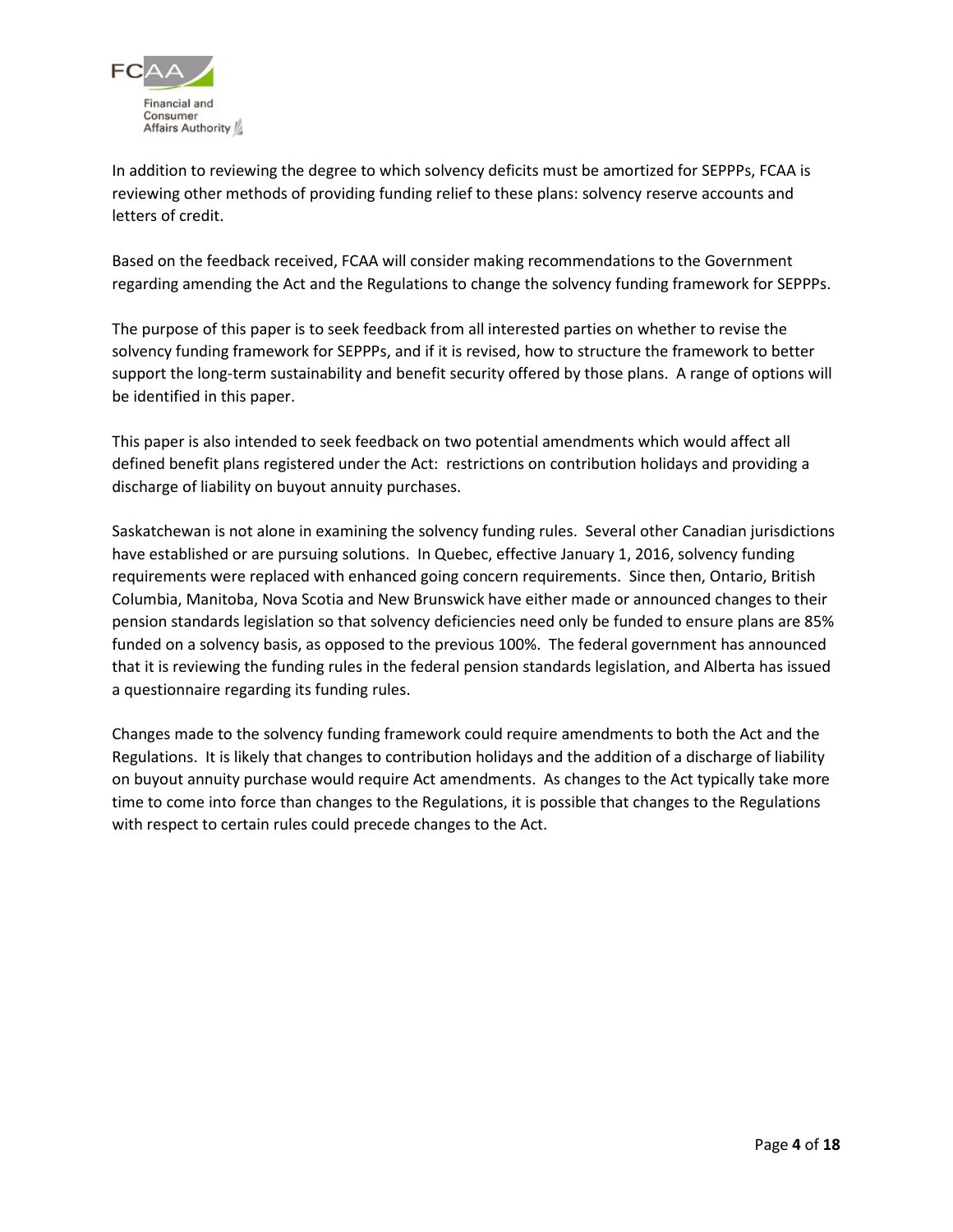In addition to reviewing the degree to which solvency deficits must be amortized for SEPPPs, FCAA is reviewing other methods of providing funding relief to these plans: solvency reserve accounts and letters of credit.

Based on the feedback received, FCAA will consider making recommendations to the Government regarding amending the Act and the Regulations to change the solvency funding framework for SEPPPs.

The purpose of this paper is to seek feedback from all interested parties on whether to revise the solvency funding framework for SEPPPs, and if it is revised, how to structure the framework to better support the long-term sustainability and benefit security offered by those plans. A range of options will be identified in this paper.

This paper is also intended to seek feedback on two potential amendments which would affect all defined benefit plans registered under the Act: restrictions on contribution holidays and providing a discharge of liability on buyout annuity purchases.

Saskatchewan is not alone in examining the solvency funding rules. Several other Canadian jurisdictions have established or are pursuing solutions. In Quebec, effective January 1, 2016, solvency funding requirements were replaced with enhanced going concern requirements. Since then, Ontario, British Columbia, Manitoba, Nova Scotia and New Brunswick have either made or announced changes to their pension standards legislation so that solvency deficiencies need only be funded to ensure plans are 85% funded on a solvency basis, as opposed to the previous 100%. The federal government has announced that it is reviewing the funding rules in the federal pension standards legislation, and Alberta has issued a questionnaire regarding its funding rules.

Changes made to the solvency funding framework could require amendments to both the Act and the Regulations. It is likely that changes to contribution holidays and the addition of a discharge of liability on buyout annuity purchase would require Act amendments. As changes to the Act typically take more time to come into force than changes to the Regulations, it is possible that changes to the Regulations with respect to certain rules could precede changes to the Act.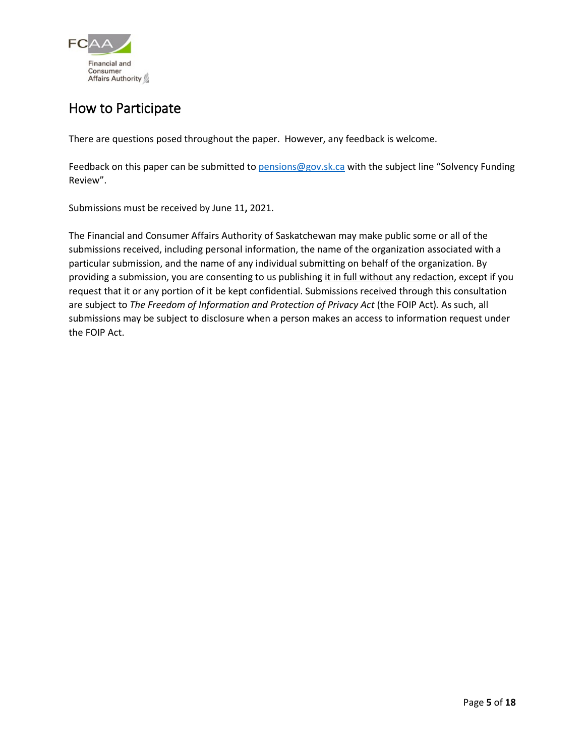## How to Participate

There are questions posed throughout the paper. However, any feedback is welcome.

Feedback on this paper can be submitted to pensions@gov.sk.ca with the subject line "Solvency Funding Review".

Submissions must be received by June 11**,** 2021.

The Financial and Consumer Affairs Authority of Saskatchewan may make public some or all of the submissions received, including personal information, the name of the organization associated with a particular submission, and the name of any individual submitting on behalf of the organization. By providing a submission, you are consenting to us publishing <u>it in full without any redaction</u>, except if you request that it or any portion of it be kept confidential. Submissions received through this consultation are subject to *The Freedom of Information and Protection of Privacy Act* (the FOIP Act). As such, all submissions may be subject to disclosure when a person makes an access to information request under the FOIP Act.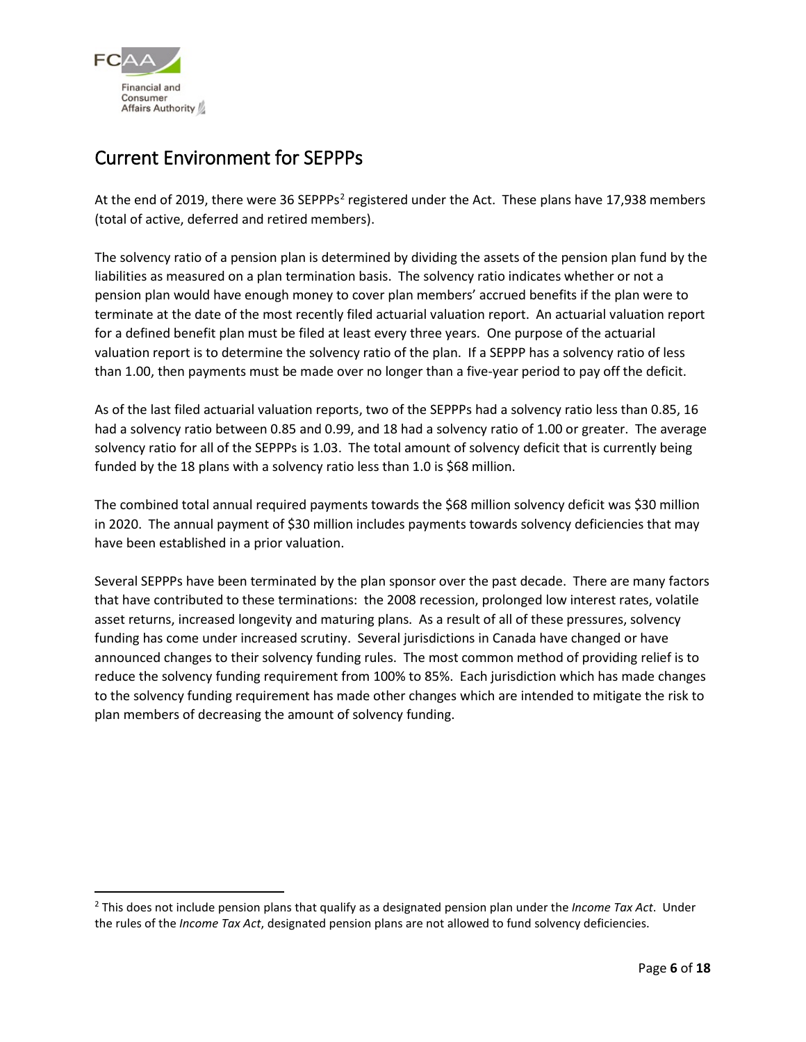## Current Environment for SEPPPs

At the end of 2019, there were 36 SEPPPs[2] registered under the Act. These plans have 17,938 members (total of active, deferred and retired members).

The solvency ratio of a pension plan is determined by dividing the assets of the pension plan fund by the liabilities as measured on a plan termination basis. The solvency ratio indicates whether or not a pension plan would have enough money to cover plan members' accrued benefits if the plan were to terminate at the date of the most recently filed actuarial valuation report. An actuarial valuation report for a defined benefit plan must be filed at least every three years. One purpose of the actuarial valuation report is to determine the solvency ratio of the plan. If a SEPPP has a solvency ratio of less than 1.00, then payments must be made over no longer than a five-year period to pay off the deficit.

As of the last filed actuarial valuation reports, two of the SEPPPs had a solvency ratio less than 0.85, 16 had a solvency ratio between 0.85 and 0.99, and 18 had a solvency ratio of 1.00 or greater. The average solvency ratio for all of the SEPPPs is 1.03. The total amount of solvency deficit that is currently being funded by the 18 plans with a solvency ratio less than 1.0 is $68 million.

The combined total annual required payments towards the $68 million solvency deficit was $30 million in 2020. The annual payment of $30 million includes payments towards solvency deficiencies that may have been established in a prior valuation.

Several SEPPPs have been terminated by the plan sponsor over the past decade. There are many factors that have contributed to these terminations: the 2008 recession, prolonged low interest rates, volatile asset returns, increased longevity and maturing plans. As a result of all of these pressures, solvency funding has come under increased scrutiny. Several jurisdictions in Canada have changed or have announced changes to their solvency funding rules. The most common method of providing relief is to reduce the solvency funding requirement from 100% to 85%. Each jurisdiction which has made changes to the solvency funding requirement has made other changes which are intended to mitigate the risk to plan members of decreasing the amount of solvency funding.

[2] This does not include pension plans that qualify as a designated pension plan under the *Income Tax Act*. Under the rules of the *Income Tax Act*, designated pension plans are not allowed to fund solvency deficiencies.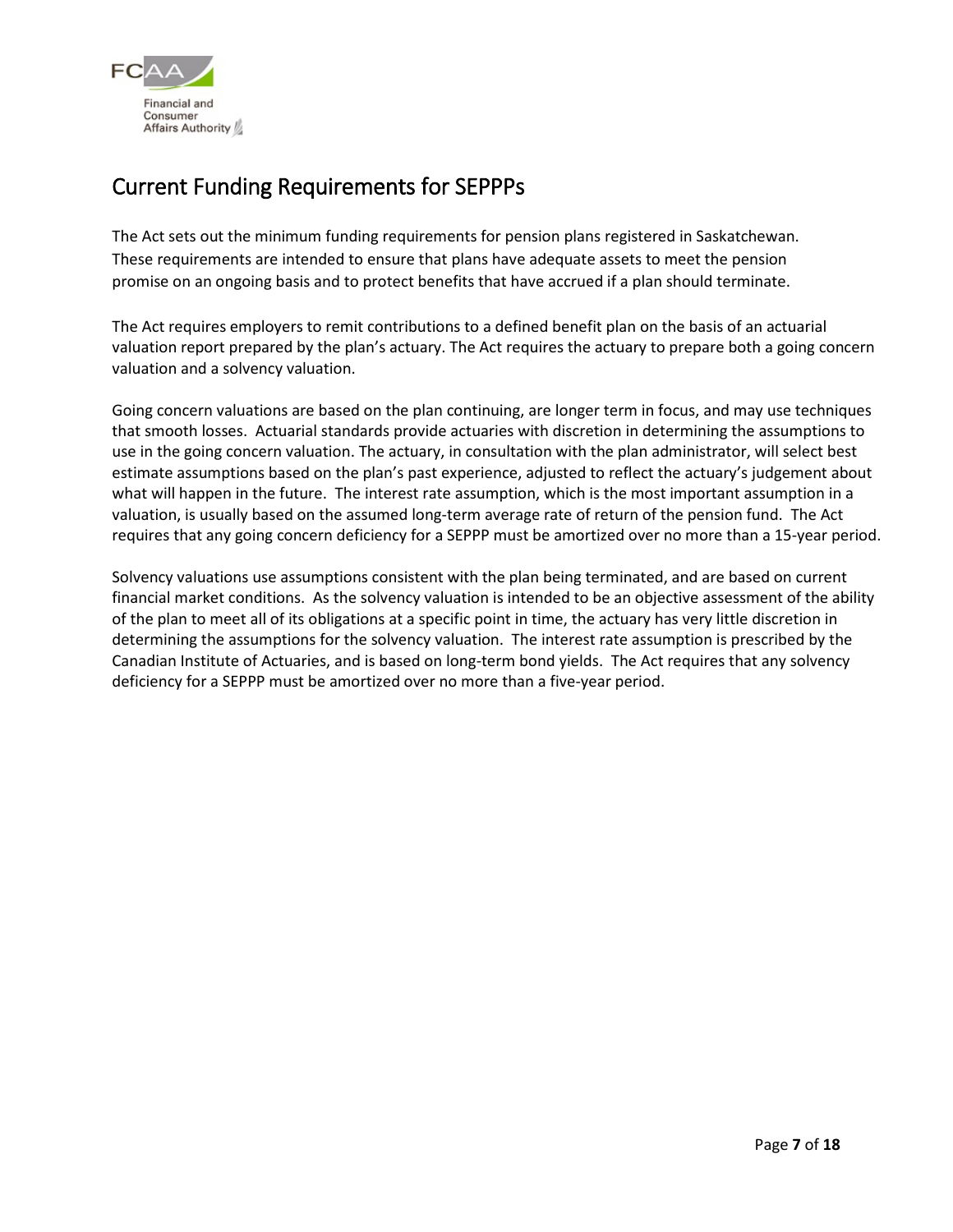## Current Funding Requirements for SEPPPs

The Act sets out the minimum funding requirements for pension plans registered in Saskatchewan. These requirements are intended to ensure that plans have adequate assets to meet the pension promise on an ongoing basis and to protect benefits that have accrued if a plan should terminate.

The Act requires employers to remit contributions to a defined benefit plan on the basis of an actuarial valuation report prepared by the plan's actuary. The Act requires the actuary to prepare both a going concern valuation and a solvency valuation.

Going concern valuations are based on the plan continuing, are longer term in focus, and may use techniques that smooth losses. Actuarial standards provide actuaries with discretion in determining the assumptions to use in the going concern valuation. The actuary, in consultation with the plan administrator, will select best estimate assumptions based on the plan's past experience, adjusted to reflect the actuary's judgement about what will happen in the future. The interest rate assumption, which is the most important assumption in a valuation, is usually based on the assumed long-term average rate of return of the pension fund. The Act requires that any going concern deficiency for a SEPPP must be amortized over no more than a 15-year period.

Solvency valuations use assumptions consistent with the plan being terminated, and are based on current financial market conditions. As the solvency valuation is intended to be an objective assessment of the ability of the plan to meet all of its obligations at a specific point in time, the actuary has very little discretion in determining the assumptions for the solvency valuation. The interest rate assumption is prescribed by the Canadian Institute of Actuaries, and is based on long-term bond yields. The Act requires that any solvency deficiency for a SEPPP must be amortized over no more than a five-year period.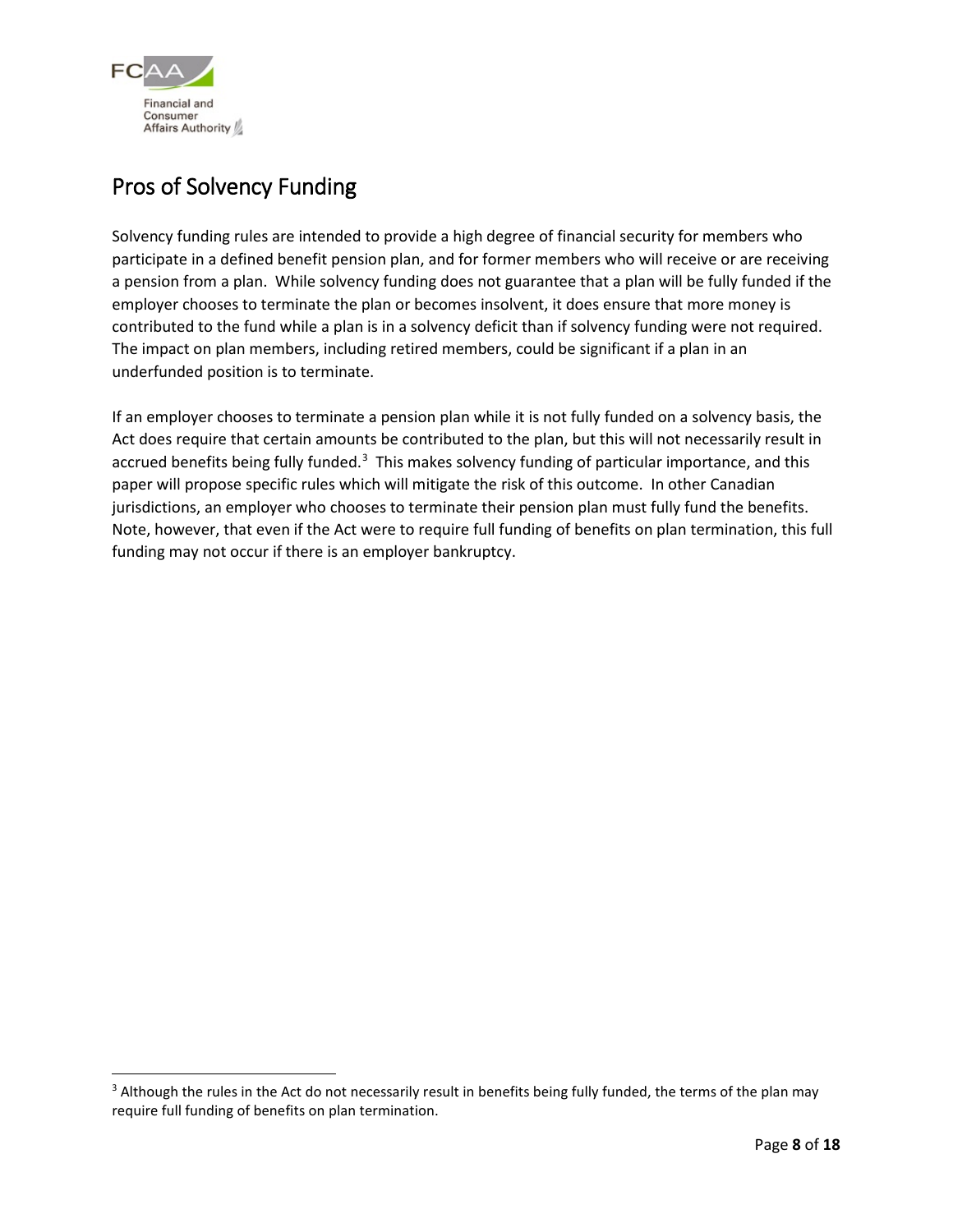## Pros of Solvency Funding

Solvency funding rules are intended to provide a high degree of financial security for members who participate in a defined benefit pension plan, and for former members who will receive or are receiving a pension from a plan. While solvency funding does not guarantee that a plan will be fully funded if the employer chooses to terminate the plan or becomes insolvent, it does ensure that more money is contributed to the fund while a plan is in a solvency deficit than if solvency funding were not required. The impact on plan members, including retired members, could be significant if a plan in an underfunded position is to terminate.

If an employer chooses to terminate a pension plan while it is not fully funded on a solvency basis, the Act does require that certain amounts be contributed to the plan, but this will not necessarily result in accrued benefits being fully funded.[3] This makes solvency funding of particular importance, and this paper will propose specific rules which will mitigate the risk of this outcome. In other Canadian jurisdictions, an employer who chooses to terminate their pension plan must fully fund the benefits. Note, however, that even if the Act were to require full funding of benefits on plan termination, this full funding may not occur if there is an employer bankruptcy.

[3] Although the rules in the Act do not necessarily result in benefits being fully funded, the terms of the plan may require full funding of benefits on plan termination.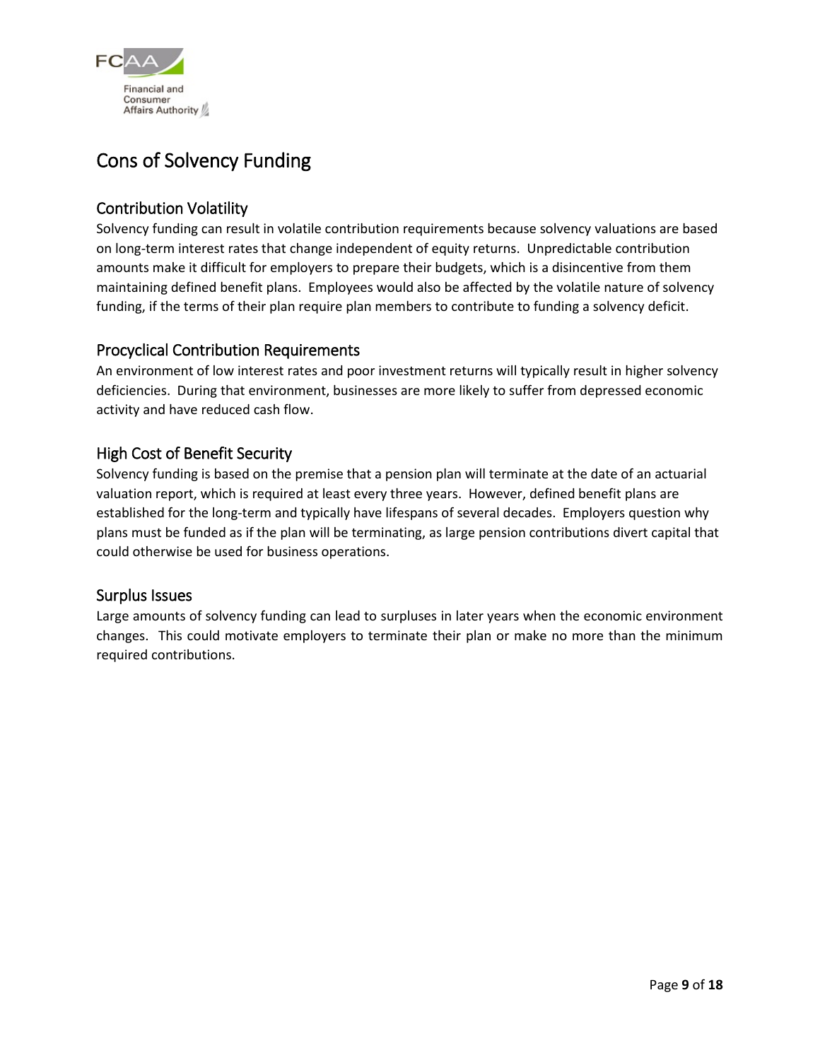# Cons of Solvency Funding

## Contribution Volatility

Solvency funding can result in volatile contribution requirements because solvency valuations are based on long-term interest rates that change independent of equity returns. Unpredictable contribution amounts make it difficult for employers to prepare their budgets, which is a disincentive from them maintaining defined benefit plans. Employees would also be affected by the volatile nature of solvency funding, if the terms of their plan require plan members to contribute to funding a solvency deficit.

## Procyclical Contribution Requirements

An environment of low interest rates and poor investment returns will typically result in higher solvency deficiencies. During that environment, businesses are more likely to suffer from depressed economic activity and have reduced cash flow.

## High Cost of Benefit Security

Solvency funding is based on the premise that a pension plan will terminate at the date of an actuarial valuation report, which is required at least every three years. However, defined benefit plans are established for the long-term and typically have lifespans of several decades. Employers question why plans must be funded as if the plan will be terminating, as large pension contributions divert capital that could otherwise be used for business operations.

## Surplus Issues

Large amounts of solvency funding can lead to surpluses in later years when the economic environment changes. This could motivate employers to terminate their plan or make no more than the minimum required contributions.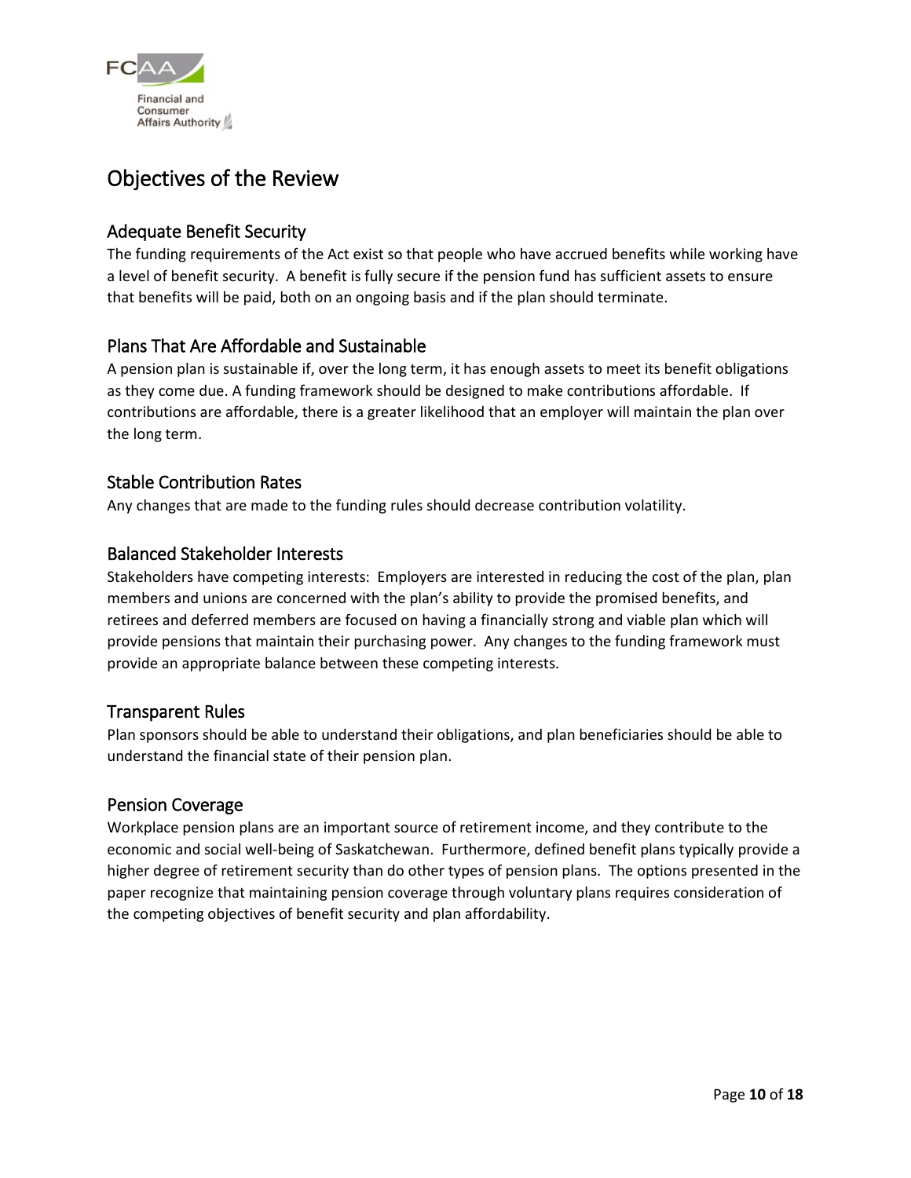# Objectives of the Review

## Adequate Benefit Security

The funding requirements of the Act exist so that people who have accrued benefits while working have a level of benefit security. A benefit is fully secure if the pension fund has sufficient assets to ensure that benefits will be paid, both on an ongoing basis and if the plan should terminate.

## Plans That Are Affordable and Sustainable

A pension plan is sustainable if, over the long term, it has enough assets to meet its benefit obligations as they come due. A funding framework should be designed to make contributions affordable. If contributions are affordable, there is a greater likelihood that an employer will maintain the plan over the long term.

## Stable Contribution Rates

Any changes that are made to the funding rules should decrease contribution volatility.

## Balanced Stakeholder Interests

Stakeholders have competing interests: Employers are interested in reducing the cost of the plan, plan members and unions are concerned with the plan's ability to provide the promised benefits, and retirees and deferred members are focused on having a financially strong and viable plan which will provide pensions that maintain their purchasing power. Any changes to the funding framework must provide an appropriate balance between these competing interests.

## Transparent Rules

Plan sponsors should be able to understand their obligations, and plan beneficiaries should be able to understand the financial state of their pension plan.

## Pension Coverage

Workplace pension plans are an important source of retirement income, and they contribute to the economic and social well-being of Saskatchewan. Furthermore, defined benefit plans typically provide a higher degree of retirement security than do other types of pension plans. The options presented in the paper recognize that maintaining pension coverage through voluntary plans requires consideration of the competing objectives of benefit security and plan affordability.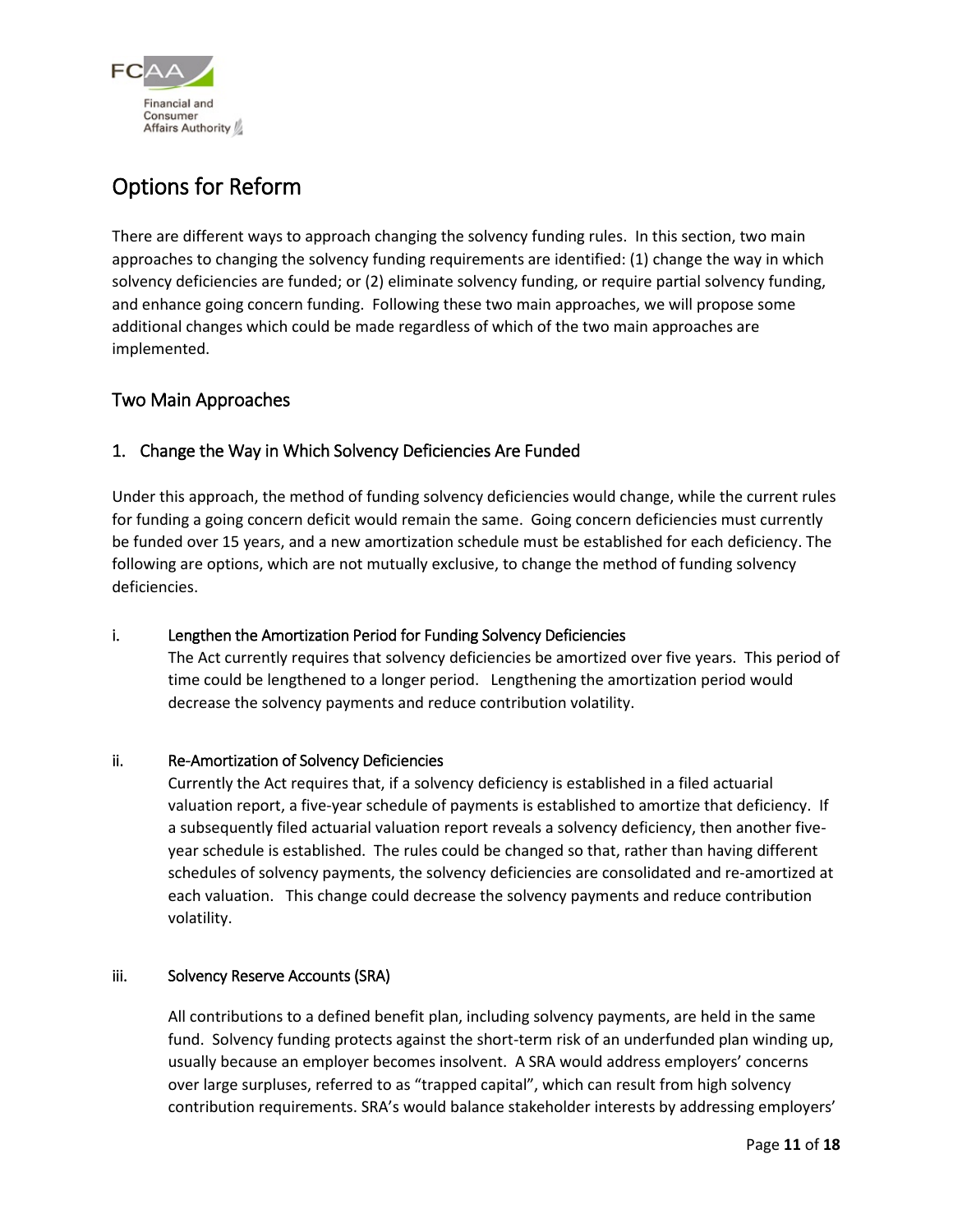# Options for Reform

There are different ways to approach changing the solvency funding rules. In this section, two main approaches to changing the solvency funding requirements are identified: (1) change the way in which solvency deficiencies are funded; or (2) eliminate solvency funding, or require partial solvency funding, and enhance going concern funding. Following these two main approaches, we will propose some additional changes which could be made regardless of which of the two main approaches are implemented.

## Two Main Approaches

### 1. Change the Way in Which Solvency Deficiencies Are Funded

Under this approach, the method of funding solvency deficiencies would change, while the current rules for funding a going concern deficit would remain the same. Going concern deficiencies must currently be funded over 15 years, and a new amortization schedule must be established for each deficiency. The following are options, which are not mutually exclusive, to change the method of funding solvency deficiencies.

#### i. Lengthen the Amortization Period for Funding Solvency Deficiencies

The Act currently requires that solvency deficiencies be amortized over five years. This period of time could be lengthened to a longer period. Lengthening the amortization period would decrease the solvency payments and reduce contribution volatility.

#### ii. Re-Amortization of Solvency Deficiencies

Currently the Act requires that, if a solvency deficiency is established in a filed actuarial valuation report, a five-year schedule of payments is established to amortize that deficiency. If a subsequently filed actuarial valuation report reveals a solvency deficiency, then another five-year schedule is established. The rules could be changed so that, rather than having different schedules of solvency payments, the solvency deficiencies are consolidated and re-amortized at each valuation. This change could decrease the solvency payments and reduce contribution volatility.

#### iii. Solvency Reserve Accounts (SRA)

All contributions to a defined benefit plan, including solvency payments, are held in the same fund. Solvency funding protects against the short-term risk of an underfunded plan winding up, usually because an employer becomes insolvent. A SRA would address employers' concerns over large surpluses, referred to as "trapped capital", which can result from high solvency contribution requirements. SRA's would balance stakeholder interests by addressing employers'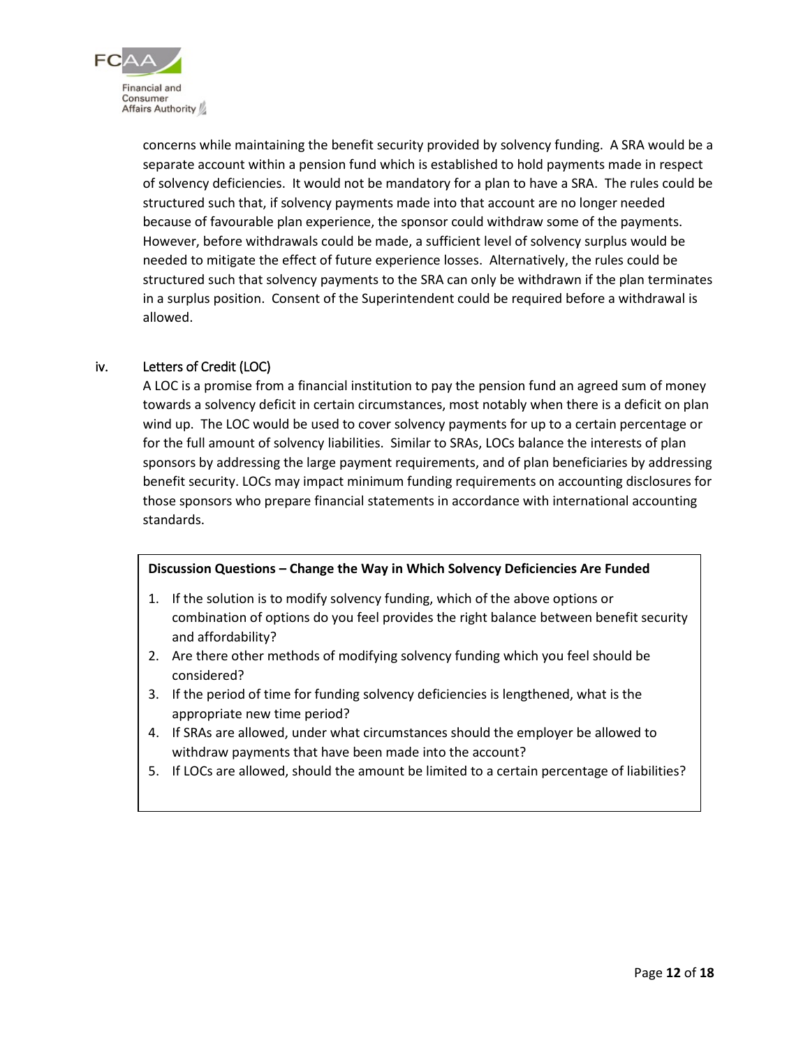concerns while maintaining the benefit security provided by solvency funding. A SRA would be a separate account within a pension fund which is established to hold payments made in respect of solvency deficiencies. It would not be mandatory for a plan to have a SRA. The rules could be structured such that, if solvency payments made into that account are no longer needed because of favourable plan experience, the sponsor could withdraw some of the payments. However, before withdrawals could be made, a sufficient level of solvency surplus would be needed to mitigate the effect of future experience losses. Alternatively, the rules could be structured such that solvency payments to the SRA can only be withdrawn if the plan terminates in a surplus position. Consent of the Superintendent could be required before a withdrawal is allowed.

iv. Letters of Credit (LOC)

A LOC is a promise from a financial institution to pay the pension fund an agreed sum of money towards a solvency deficit in certain circumstances, most notably when there is a deficit on plan wind up. The LOC would be used to cover solvency payments for up to a certain percentage or for the full amount of solvency liabilities. Similar to SRAs, LOCs balance the interests of plan sponsors by addressing the large payment requirements, and of plan beneficiaries by addressing benefit security. LOCs may impact minimum funding requirements on accounting disclosures for those sponsors who prepare financial statements in accordance with international accounting standards.

**Discussion Questions – Change the Way in Which Solvency Deficiencies Are Funded**

1. If the solution is to modify solvency funding, which of the above options or combination of options do you feel provides the right balance between benefit security and affordability?
2. Are there other methods of modifying solvency funding which you feel should be considered?
3. If the period of time for funding solvency deficiencies is lengthened, what is the appropriate new time period?
4. If SRAs are allowed, under what circumstances should the employer be allowed to withdraw payments that have been made into the account?
5. If LOCs are allowed, should the amount be limited to a certain percentage of liabilities?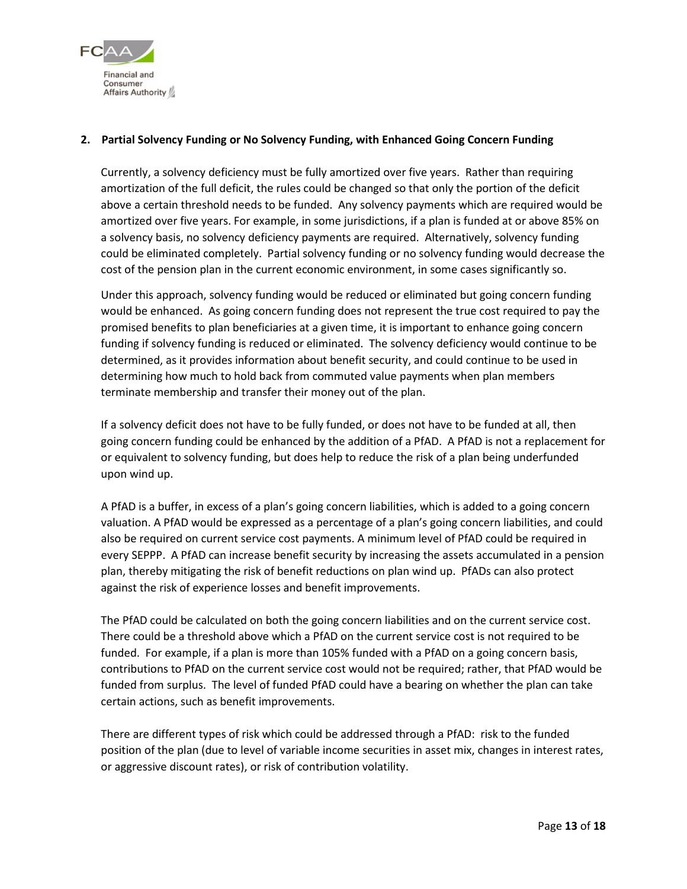## 2. Partial Solvency Funding or No Solvency Funding, with Enhanced Going Concern Funding

Currently, a solvency deficiency must be fully amortized over five years. Rather than requiring amortization of the full deficit, the rules could be changed so that only the portion of the deficit above a certain threshold needs to be funded. Any solvency payments which are required would be amortized over five years. For example, in some jurisdictions, if a plan is funded at or above 85% on a solvency basis, no solvency deficiency payments are required. Alternatively, solvency funding could be eliminated completely. Partial solvency funding or no solvency funding would decrease the cost of the pension plan in the current economic environment, in some cases significantly so.

Under this approach, solvency funding would be reduced or eliminated but going concern funding would be enhanced. As going concern funding does not represent the true cost required to pay the promised benefits to plan beneficiaries at a given time, it is important to enhance going concern funding if solvency funding is reduced or eliminated. The solvency deficiency would continue to be determined, as it provides information about benefit security, and could continue to be used in determining how much to hold back from commuted value payments when plan members terminate membership and transfer their money out of the plan.

If a solvency deficit does not have to be fully funded, or does not have to be funded at all, then going concern funding could be enhanced by the addition of a PfAD. A PfAD is not a replacement for or equivalent to solvency funding, but does help to reduce the risk of a plan being underfunded upon wind up.

A PfAD is a buffer, in excess of a plan's going concern liabilities, which is added to a going concern valuation. A PfAD would be expressed as a percentage of a plan's going concern liabilities, and could also be required on current service cost payments. A minimum level of PfAD could be required in every SEPPP. A PfAD can increase benefit security by increasing the assets accumulated in a pension plan, thereby mitigating the risk of benefit reductions on plan wind up. PfADs can also protect against the risk of experience losses and benefit improvements.

The PfAD could be calculated on both the going concern liabilities and on the current service cost. There could be a threshold above which a PfAD on the current service cost is not required to be funded. For example, if a plan is more than 105% funded with a PfAD on a going concern basis, contributions to PfAD on the current service cost would not be required; rather, that PfAD would be funded from surplus. The level of funded PfAD could have a bearing on whether the plan can take certain actions, such as benefit improvements.

There are different types of risk which could be addressed through a PfAD: risk to the funded position of the plan (due to level of variable income securities in asset mix, changes in interest rates, or aggressive discount rates), or risk of contribution volatility.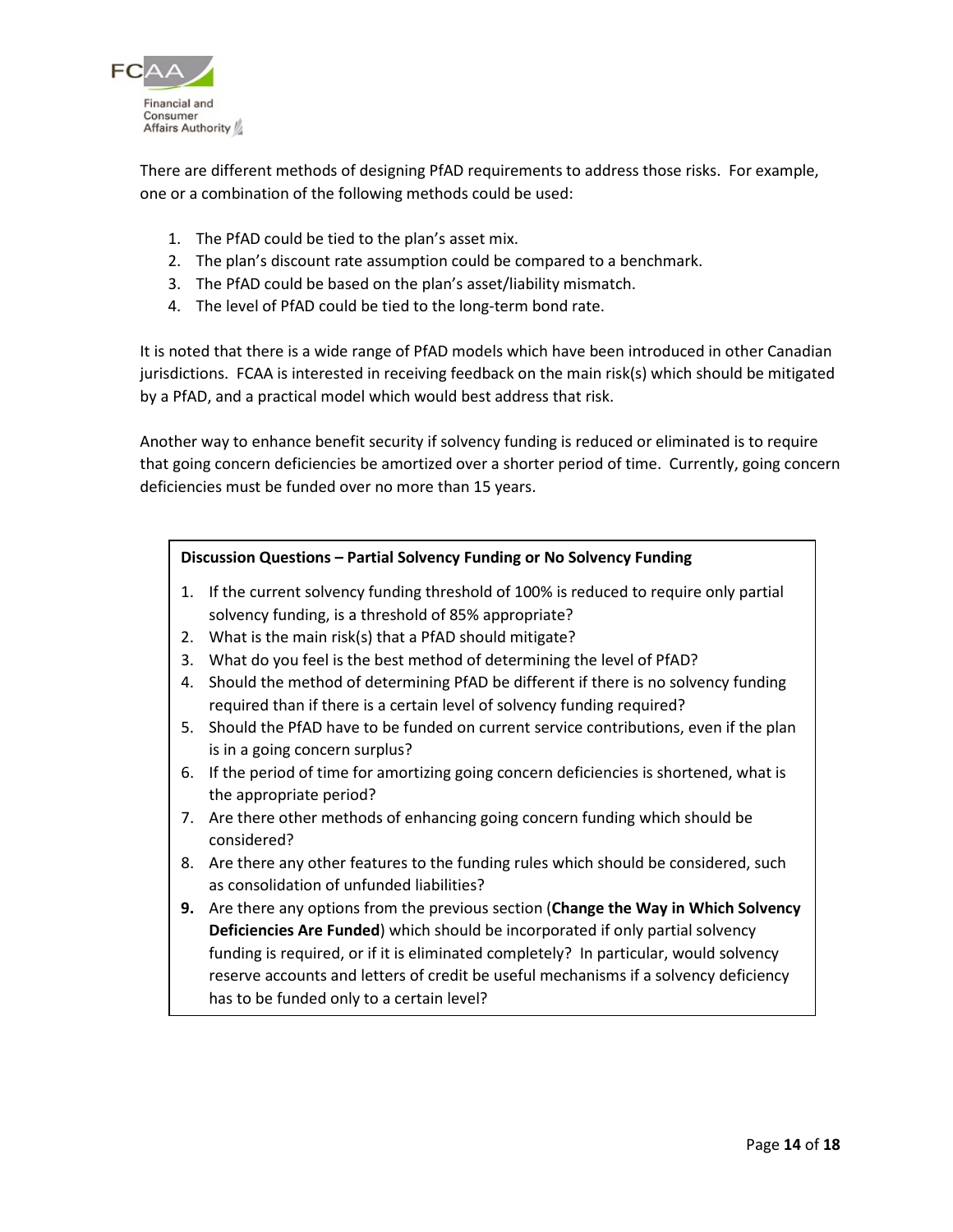There are different methods of designing PfAD requirements to address those risks. For example, one or a combination of the following methods could be used:

1. The PfAD could be tied to the plan's asset mix.
2. The plan's discount rate assumption could be compared to a benchmark.
3. The PfAD could be based on the plan's asset/liability mismatch.
4. The level of PfAD could be tied to the long-term bond rate.

It is noted that there is a wide range of PfAD models which have been introduced in other Canadian jurisdictions. FCAA is interested in receiving feedback on the main risk(s) which should be mitigated by a PfAD, and a practical model which would best address that risk.

Another way to enhance benefit security if solvency funding is reduced or eliminated is to require that going concern deficiencies be amortized over a shorter period of time. Currently, going concern deficiencies must be funded over no more than 15 years.

**Discussion Questions – Partial Solvency Funding or No Solvency Funding**

1. If the current solvency funding threshold of 100% is reduced to require only partial solvency funding, is a threshold of 85% appropriate?
2. What is the main risk(s) that a PfAD should mitigate?
3. What do you feel is the best method of determining the level of PfAD?
4. Should the method of determining PfAD be different if there is no solvency funding required than if there is a certain level of solvency funding required?
5. Should the PfAD have to be funded on current service contributions, even if the plan is in a going concern surplus?
6. If the period of time for amortizing going concern deficiencies is shortened, what is the appropriate period?
7. Are there other methods of enhancing going concern funding which should be considered?
8. Are there any other features to the funding rules which should be considered, such as consolidation of unfunded liabilities?
9. Are there any options from the previous section (**Change the Way in Which Solvency Deficiencies Are Funded**) which should be incorporated if only partial solvency funding is required, or if it is eliminated completely? In particular, would solvency reserve accounts and letters of credit be useful mechanisms if a solvency deficiency has to be funded only to a certain level?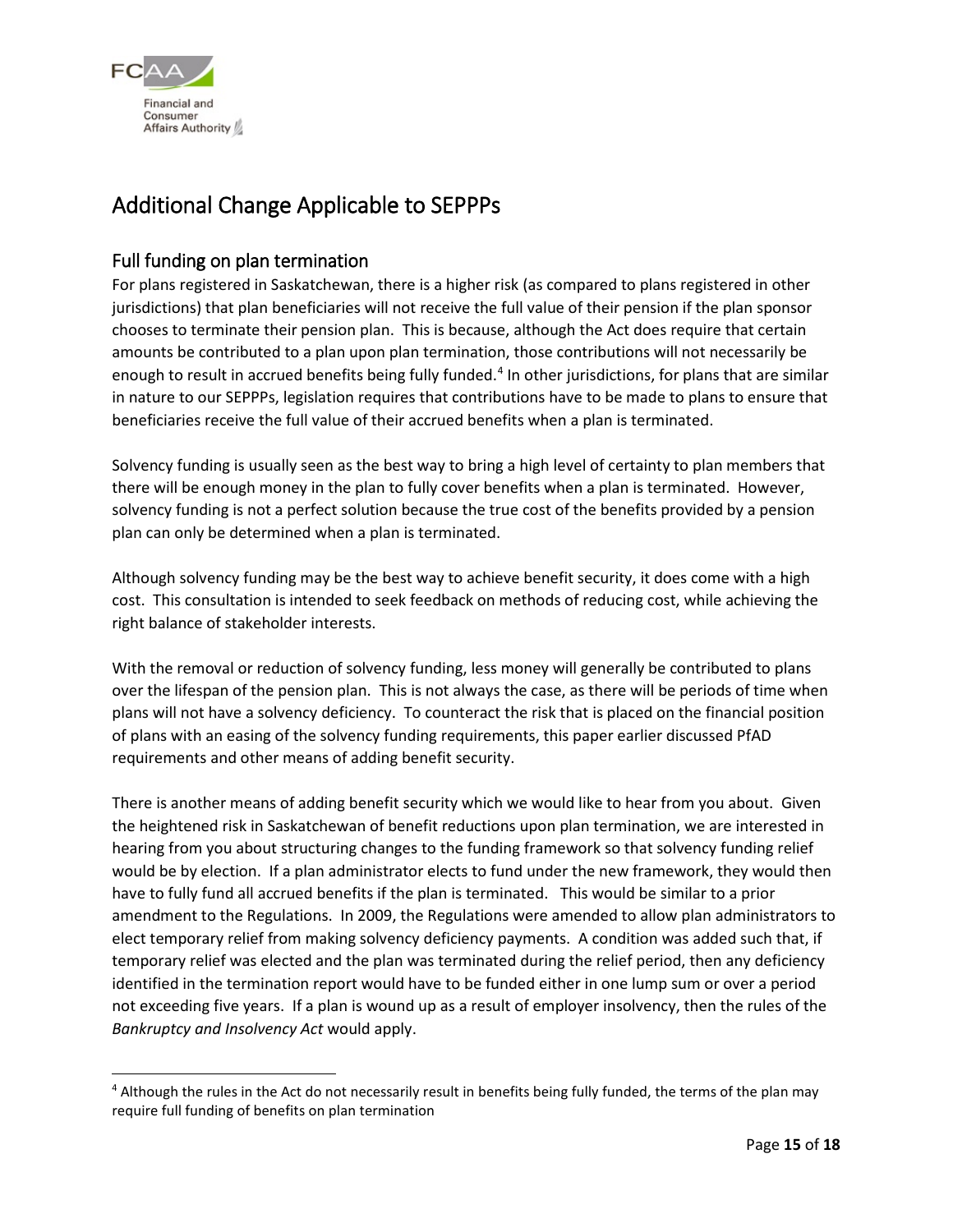## Additional Change Applicable to SEPPPs

### Full funding on plan termination

For plans registered in Saskatchewan, there is a higher risk (as compared to plans registered in other jurisdictions) that plan beneficiaries will not receive the full value of their pension if the plan sponsor chooses to terminate their pension plan. This is because, although the Act does require that certain amounts be contributed to a plan upon plan termination, those contributions will not necessarily be enough to result in accrued benefits being fully funded.[4] In other jurisdictions, for plans that are similar in nature to our SEPPPs, legislation requires that contributions have to be made to plans to ensure that beneficiaries receive the full value of their accrued benefits when a plan is terminated.

Solvency funding is usually seen as the best way to bring a high level of certainty to plan members that there will be enough money in the plan to fully cover benefits when a plan is terminated. However, solvency funding is not a perfect solution because the true cost of the benefits provided by a pension plan can only be determined when a plan is terminated.

Although solvency funding may be the best way to achieve benefit security, it does come with a high cost. This consultation is intended to seek feedback on methods of reducing cost, while achieving the right balance of stakeholder interests.

With the removal or reduction of solvency funding, less money will generally be contributed to plans over the lifespan of the pension plan. This is not always the case, as there will be periods of time when plans will not have a solvency deficiency. To counteract the risk that is placed on the financial position of plans with an easing of the solvency funding requirements, this paper earlier discussed PfAD requirements and other means of adding benefit security.

There is another means of adding benefit security which we would like to hear from you about. Given the heightened risk in Saskatchewan of benefit reductions upon plan termination, we are interested in hearing from you about structuring changes to the funding framework so that solvency funding relief would be by election. If a plan administrator elects to fund under the new framework, they would then have to fully fund all accrued benefits if the plan is terminated. This would be similar to a prior amendment to the Regulations. In 2009, the Regulations were amended to allow plan administrators to elect temporary relief from making solvency deficiency payments. A condition was added such that, if temporary relief was elected and the plan was terminated during the relief period, then any deficiency identified in the termination report would have to be funded either in one lump sum or over a period not exceeding five years. If a plan is wound up as a result of employer insolvency, then the rules of the *Bankruptcy and Insolvency Act* would apply.

---

[4] Although the rules in the Act do not necessarily result in benefits being fully funded, the terms of the plan may require full funding of benefits on plan termination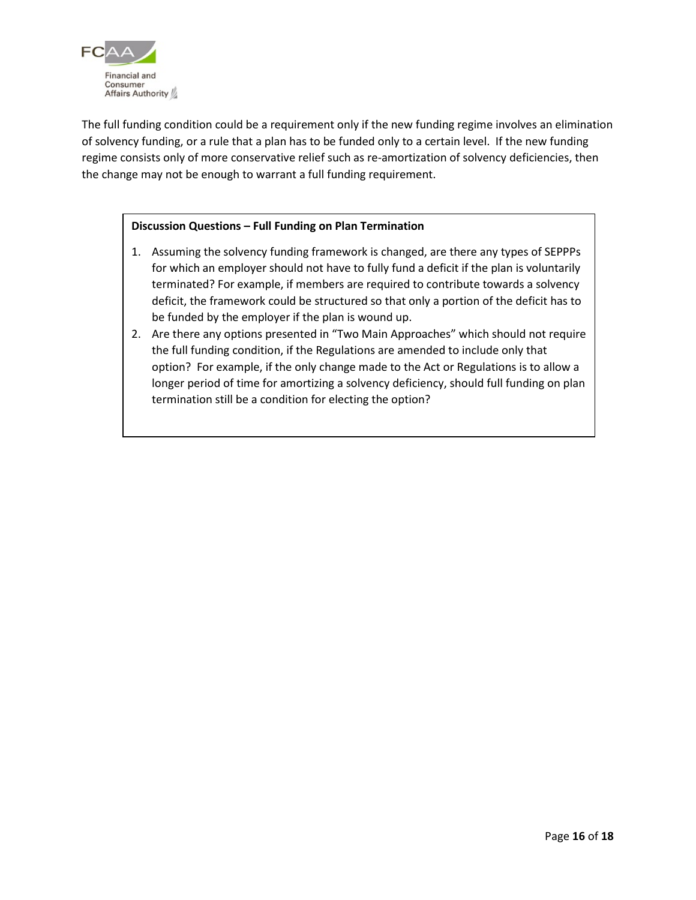The full funding condition could be a requirement only if the new funding regime involves an elimination of solvency funding, or a rule that a plan has to be funded only to a certain level. If the new funding regime consists only of more conservative relief such as re-amortization of solvency deficiencies, then the change may not be enough to warrant a full funding requirement.

**Discussion Questions – Full Funding on Plan Termination**

1. Assuming the solvency funding framework is changed, are there any types of SEPPPs for which an employer should not have to fully fund a deficit if the plan is voluntarily terminated? For example, if members are required to contribute towards a solvency deficit, the framework could be structured so that only a portion of the deficit has to be funded by the employer if the plan is wound up.
2. Are there any options presented in “Two Main Approaches” which should not require the full funding condition, if the Regulations are amended to include only that option? For example, if the only change made to the Act or Regulations is to allow a longer period of time for amortizing a solvency deficiency, should full funding on plan termination still be a condition for electing the option?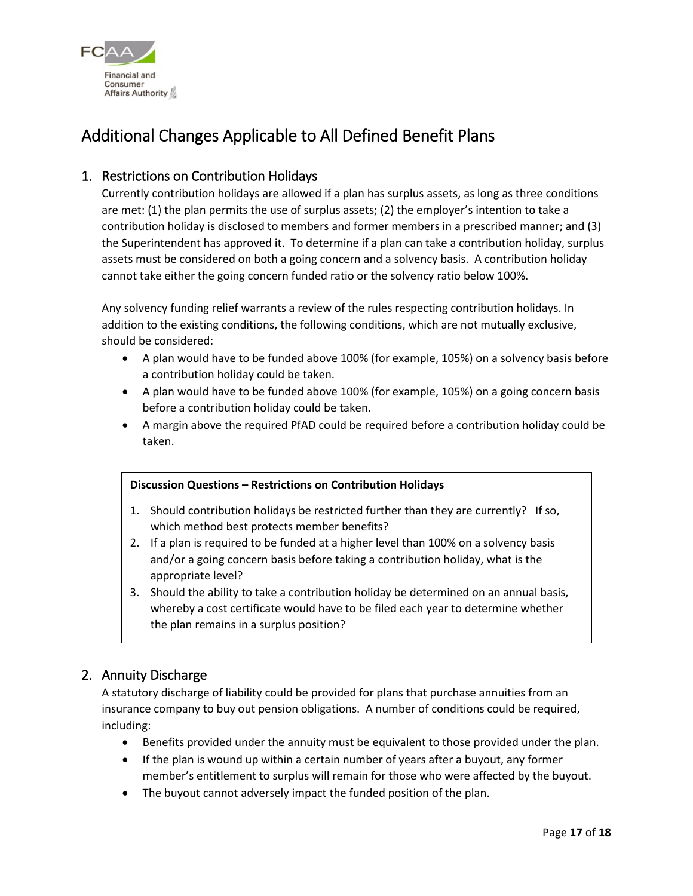# Additional Changes Applicable to All Defined Benefit Plans

## 1. Restrictions on Contribution Holidays

Currently contribution holidays are allowed if a plan has surplus assets, as long as three conditions are met: (1) the plan permits the use of surplus assets; (2) the employer's intention to take a contribution holiday is disclosed to members and former members in a prescribed manner; and (3) the Superintendent has approved it. To determine if a plan can take a contribution holiday, surplus assets must be considered on both a going concern and a solvency basis. A contribution holiday cannot take either the going concern funded ratio or the solvency ratio below 100%.

Any solvency funding relief warrants a review of the rules respecting contribution holidays. In addition to the existing conditions, the following conditions, which are not mutually exclusive, should be considered:

- A plan would have to be funded above 100% (for example, 105%) on a solvency basis before a contribution holiday could be taken.
- A plan would have to be funded above 100% (for example, 105%) on a going concern basis before a contribution holiday could be taken.
- A margin above the required PfAD could be required before a contribution holiday could be taken.

**Discussion Questions – Restrictions on Contribution Holidays**

1. Should contribution holidays be restricted further than they are currently? If so, which method best protects member benefits?
2. If a plan is required to be funded at a higher level than 100% on a solvency basis and/or a going concern basis before taking a contribution holiday, what is the appropriate level?
3. Should the ability to take a contribution holiday be determined on an annual basis, whereby a cost certificate would have to be filed each year to determine whether the plan remains in a surplus position?

## 2. Annuity Discharge

A statutory discharge of liability could be provided for plans that purchase annuities from an insurance company to buy out pension obligations. A number of conditions could be required, including:

- Benefits provided under the annuity must be equivalent to those provided under the plan.
- If the plan is wound up within a certain number of years after a buyout, any former member's entitlement to surplus will remain for those who were affected by the buyout.
- The buyout cannot adversely impact the funded position of the plan.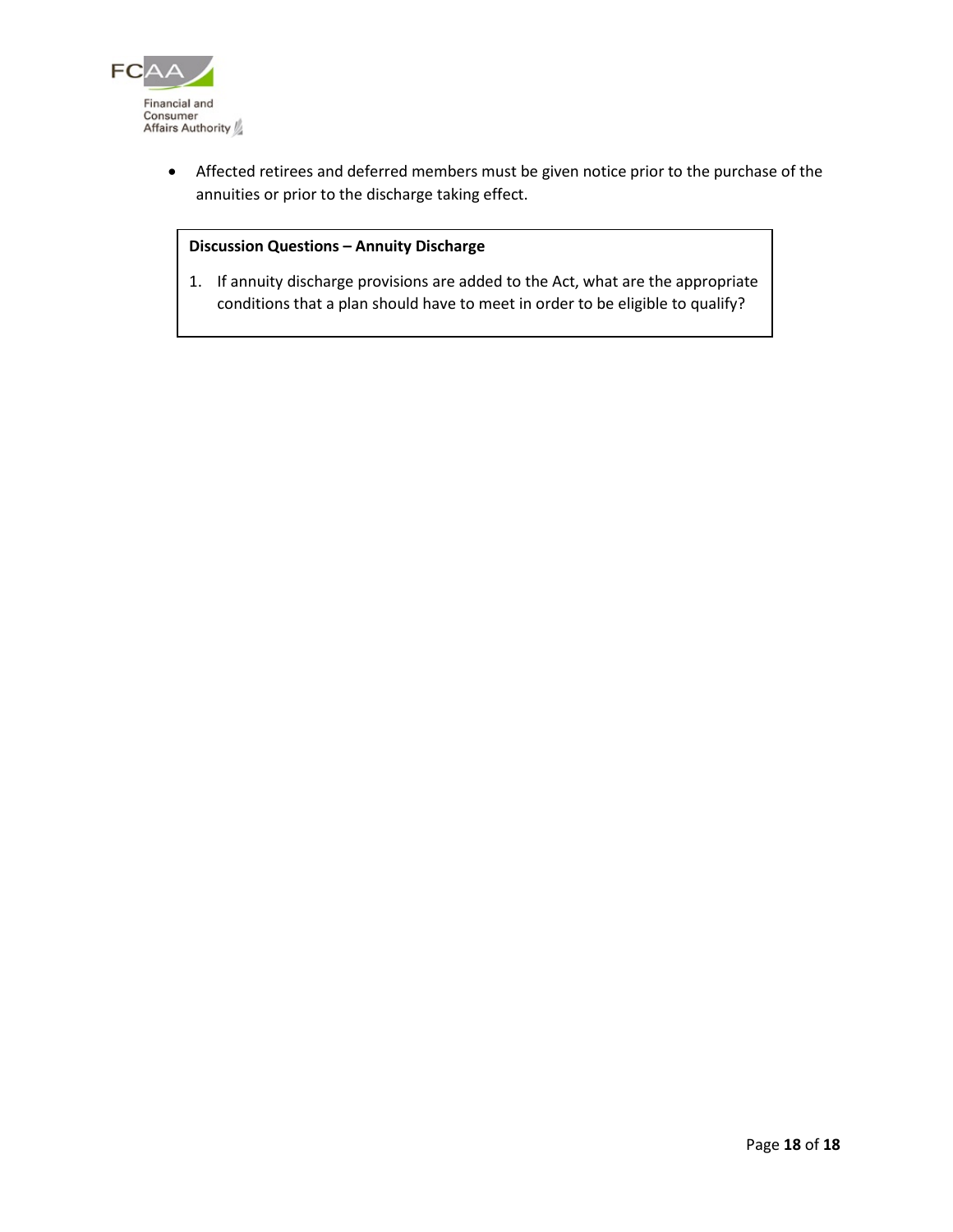- Affected retirees and deferred members must be given notice prior to the purchase of the annuities or prior to the discharge taking effect.

**Discussion Questions – Annuity Discharge**

1. If annuity discharge provisions are added to the Act, what are the appropriate conditions that a plan should have to meet in order to be eligible to qualify?